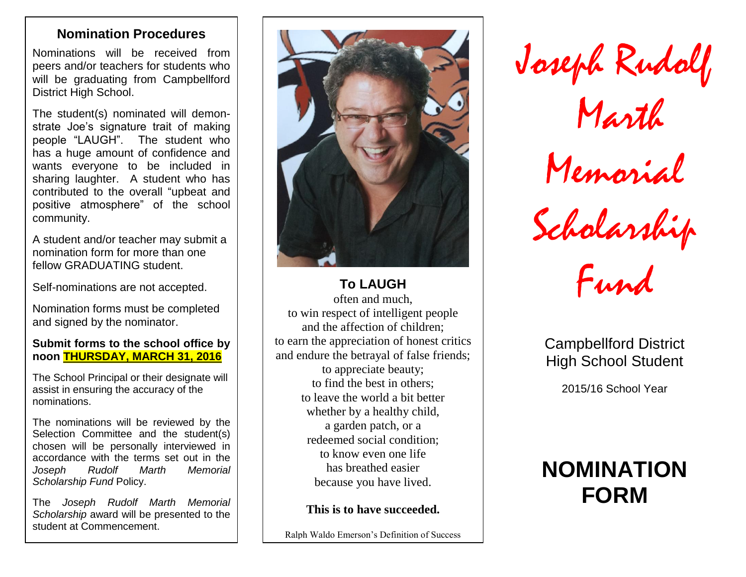## Nomination Procedures

Nominations will be received from peers and/or teachers for students who will be graduating from Campbellford District High School.

The student(s) nominated will demonstrate Joe's signature trait of making people "LAUGH". The student who has a huge amount of confidence and wants everyone to be included in sharing laughter. A student who has contributed to the overall "upbeat and positive atmosphere" of the school community.

A student and/or teacher may submit a nomination form for more than one fellow GRADUATING student.

Self-nominations are not accepted.

Nomination forms must be completed and signed by the nominator.

**Submit forms to the school office by noon THURSDAY, MARCH 31, 2016**

The School Principal or their designate will assist in ensuring the accuracy of the nominations.

The nominations will be reviewed by the Selection Committee and the student(s) chosen will be personally interviewed in accordance with the terms set out in the *Joseph Rudolf Marth Memorial Scholarship Fund* Policy.

The *Joseph Rudolf Marth Memorial Scholarship* award will be presented to the student at Commencement.

**To LAUGH**
often and much,
to win respect of intelligent people
and the affection of children;
to earn the appreciation of honest critics
and endure the betrayal of false friends;
to appreciate beauty;
to find the best in others;
to leave the world a bit better
whether by a healthy child,
a garden patch, or a
redeemed social condition;
to know even one life
has breathed easier
because you have lived.

**This is to have succeeded.**

Ralph Waldo Emerson's Definition of Success

# Joseph Rudolf Marth Memorial Scholarship Fund

Campbellford District High School Student

2015/16 School Year

# NOMINATION FORM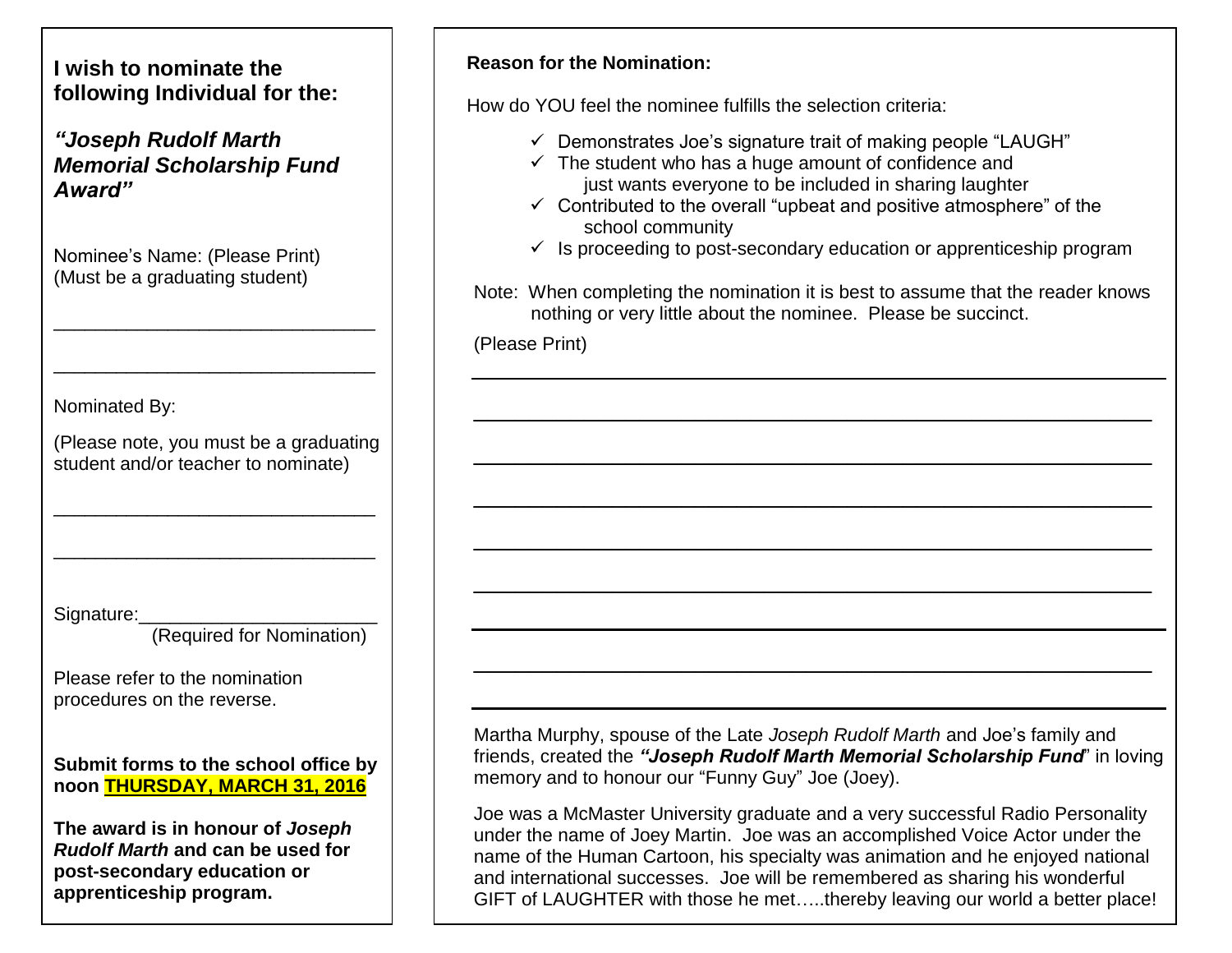**I wish to nominate the following Individual for the:**

***"Joseph Rudolf Marth Memorial Scholarship Fund Award"***

Nominee's Name: (Please Print)
(Must be a graduating student)

\_\_\_\_\_\_\_\_\_\_\_\_\_\_\_\_\_\_\_\_\_\_\_\_\_\_\_\_\_\_\_\_

\_\_\_\_\_\_\_\_\_\_\_\_\_\_\_\_\_\_\_\_\_\_\_\_\_\_\_\_\_\_\_\_

Nominated By:

(Please note, you must be a graduating student and/or teacher to nominate)

\_\_\_\_\_\_\_\_\_\_\_\_\_\_\_\_\_\_\_\_\_\_\_\_\_\_\_\_\_\_\_\_

\_\_\_\_\_\_\_\_\_\_\_\_\_\_\_\_\_\_\_\_\_\_\_\_\_\_\_\_\_\_\_\_

Signature:\_\_\_\_\_\_\_\_\_\_\_\_\_\_\_\_\_\_\_\_\_\_\_\_
(Required for Nomination)

Please refer to the nomination procedures on the reverse.

**Submit forms to the school office by noon THURSDAY, MARCH 31, 2016**

**The award is in honour of *Joseph Rudolf Marth* and can be used for post-secondary education or apprenticeship program.**

**Reason for the Nomination:**

How do YOU feel the nominee fulfills the selection criteria:

- ✓ Demonstrates Joe's signature trait of making people "LAUGH"
- ✓ The student who has a huge amount of confidence and just wants everyone to be included in sharing laughter
- ✓ Contributed to the overall "upbeat and positive atmosphere" of the school community
- ✓ Is proceeding to post-secondary education or apprenticeship program

Note: When completing the nomination it is best to assume that the reader knows nothing or very little about the nominee. Please be succinct.

(Please Print)

\_\_\_\_\_\_\_\_\_\_\_\_\_\_\_\_\_\_\_\_\_\_\_\_\_\_\_\_\_\_\_\_\_\_\_\_\_\_\_\_\_\_\_\_\_\_\_\_\_\_\_\_\_\_\_\_\_\_\_\_

\_\_\_\_\_\_\_\_\_\_\_\_\_\_\_\_\_\_\_\_\_\_\_\_\_\_\_\_\_\_\_\_\_\_\_\_\_\_\_\_\_\_\_\_\_\_\_\_\_\_\_\_\_\_\_\_\_\_\_\_

\_\_\_\_\_\_\_\_\_\_\_\_\_\_\_\_\_\_\_\_\_\_\_\_\_\_\_\_\_\_\_\_\_\_\_\_\_\_\_\_\_\_\_\_\_\_\_\_\_\_\_\_\_\_\_\_\_\_\_\_

\_\_\_\_\_\_\_\_\_\_\_\_\_\_\_\_\_\_\_\_\_\_\_\_\_\_\_\_\_\_\_\_\_\_\_\_\_\_\_\_\_\_\_\_\_\_\_\_\_\_\_\_\_\_\_\_\_\_\_\_

\_\_\_\_\_\_\_\_\_\_\_\_\_\_\_\_\_\_\_\_\_\_\_\_\_\_\_\_\_\_\_\_\_\_\_\_\_\_\_\_\_\_\_\_\_\_\_\_\_\_\_\_\_\_\_\_\_\_\_\_

\_\_\_\_\_\_\_\_\_\_\_\_\_\_\_\_\_\_\_\_\_\_\_\_\_\_\_\_\_\_\_\_\_\_\_\_\_\_\_\_\_\_\_\_\_\_\_\_\_\_\_\_\_\_\_\_\_\_\_\_

\_\_\_\_\_\_\_\_\_\_\_\_\_\_\_\_\_\_\_\_\_\_\_\_\_\_\_\_\_\_\_\_\_\_\_\_\_\_\_\_\_\_\_\_\_\_\_\_\_\_\_\_\_\_\_\_\_\_\_\_

\_\_\_\_\_\_\_\_\_\_\_\_\_\_\_\_\_\_\_\_\_\_\_\_\_\_\_\_\_\_\_\_\_\_\_\_\_\_\_\_\_\_\_\_\_\_\_\_\_\_\_\_\_\_\_\_\_\_\_\_

\_\_\_\_\_\_\_\_\_\_\_\_\_\_\_\_\_\_\_\_\_\_\_\_\_\_\_\_\_\_\_\_\_\_\_\_\_\_\_\_\_\_\_\_\_\_\_\_\_\_\_\_\_\_\_\_\_\_\_\_

Martha Murphy, spouse of the Late *Joseph Rudolf Marth* and Joe's family and friends, created the ***"Joseph Rudolf Marth Memorial Scholarship Fund***" in loving memory and to honour our "Funny Guy" Joe (Joey).

Joe was a McMaster University graduate and a very successful Radio Personality under the name of Joey Martin. Joe was an accomplished Voice Actor under the name of the Human Cartoon, his specialty was animation and he enjoyed national and international successes. Joe will be remembered as sharing his wonderful GIFT of LAUGHTER with those he met…..thereby leaving our world a better place!